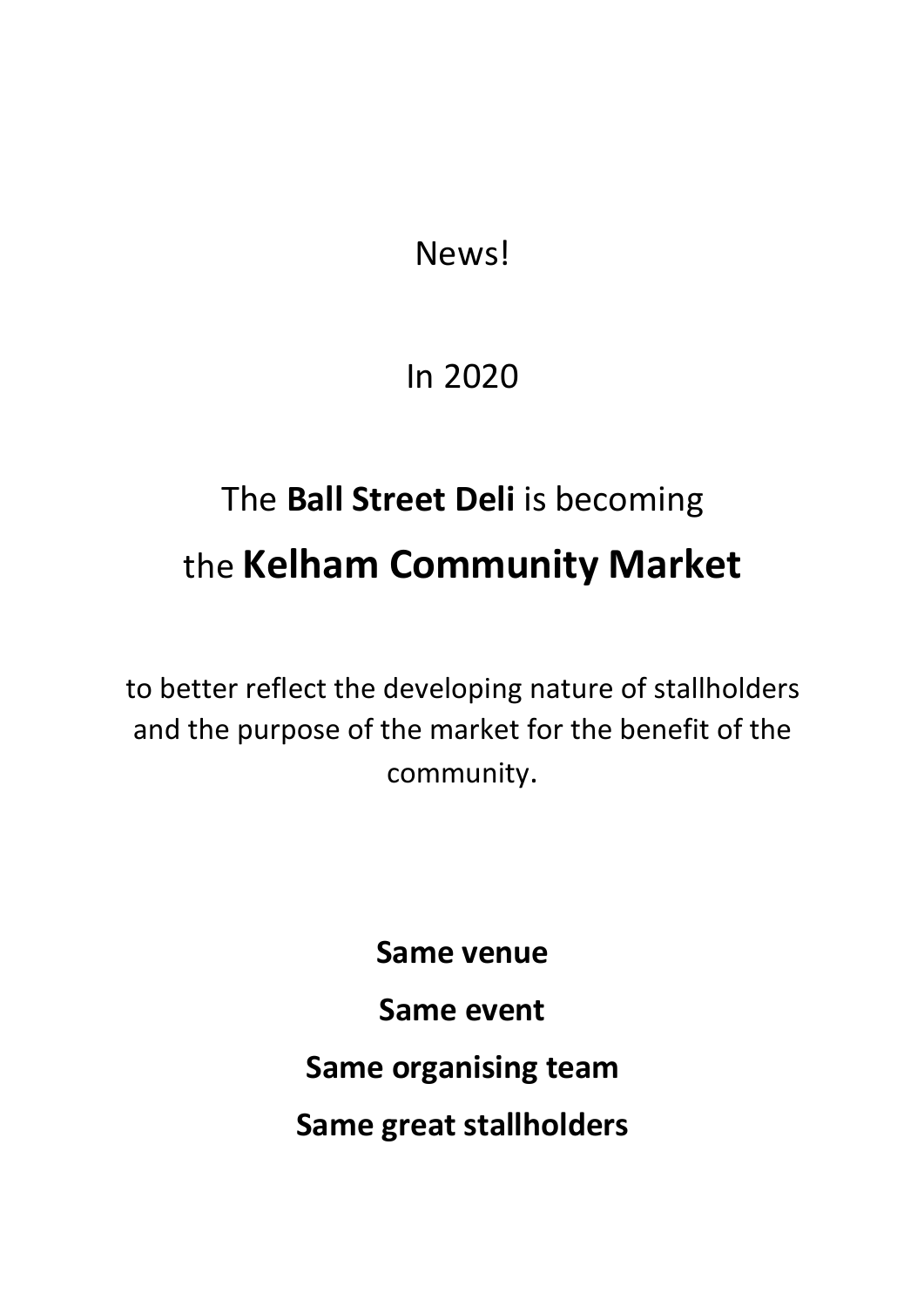News!

In 2020

The **Ball Street Deli** is becoming

the **Kelham Community Market**

to better reflect the developing nature of stallholders and the purpose of the market for the benefit of the community.

**Same venue**

**Same event**

**Same organising team**

**Same great stallholders**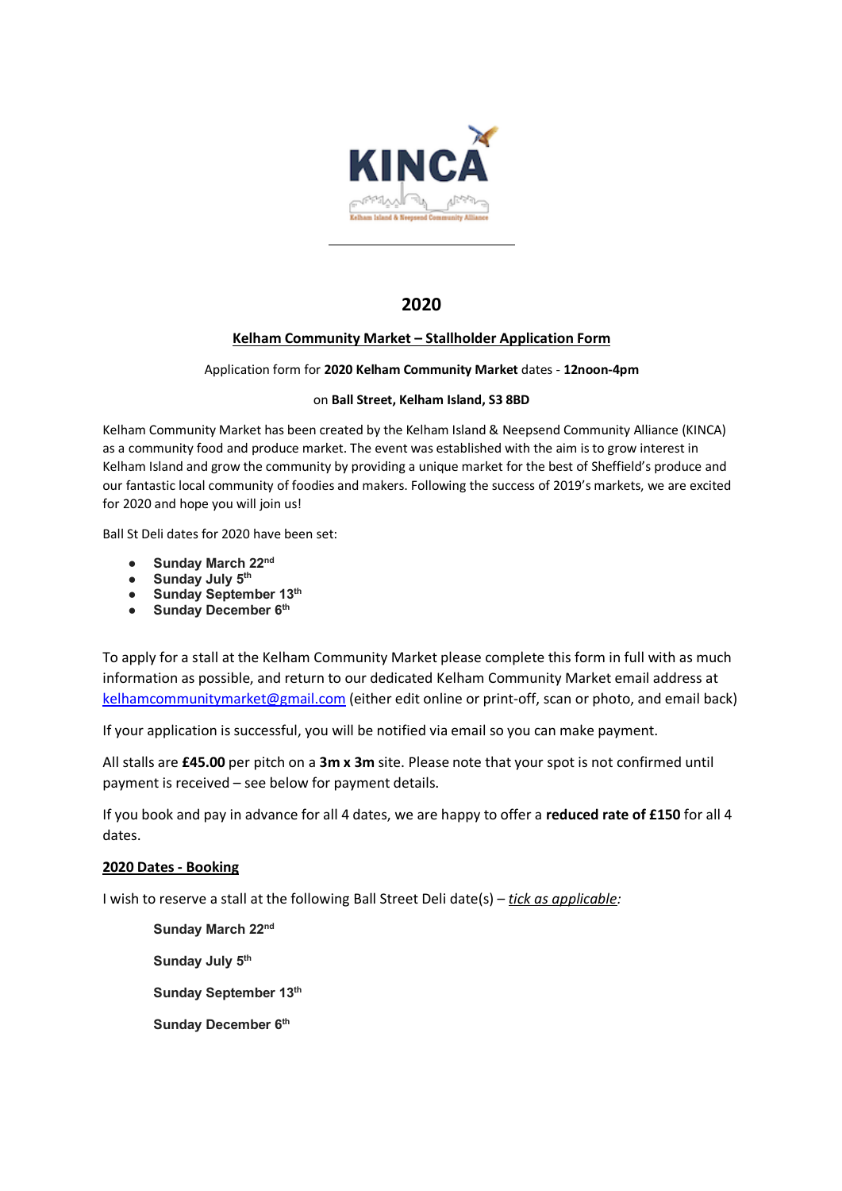KINCA

Kelham Island & Neepsend Community Alliance

# 2020

## Kelham Community Market – Stallholder Application Form

Application form for **2020 Kelham Community Market** dates - **12noon-4pm**

on **Ball Street, Kelham Island, S3 8BD**

Kelham Community Market has been created by the Kelham Island & Neepsend Community Alliance (KINCA) as a community food and produce market. The event was established with the aim is to grow interest in Kelham Island and grow the community by providing a unique market for the best of Sheffield's produce and our fantastic local community of foodies and makers. Following the success of 2019's markets, we are excited for 2020 and hope you will join us!

Ball St Deli dates for 2020 have been set:

- **Sunday March 22nd**
- **Sunday July 5th**
- **Sunday September 13th**
- **Sunday December 6th**

To apply for a stall at the Kelham Community Market please complete this form in full with as much information as possible, and return to our dedicated Kelham Community Market email address at kelhamcommunitymarket@gmail.com (either edit online or print-off, scan or photo, and email back)

If your application is successful, you will be notified via email so you can make payment.

All stalls are **£45.00** per pitch on a **3m x 3m** site. Please note that your spot is not confirmed until payment is received – see below for payment details.

If you book and pay in advance for all 4 dates, we are happy to offer a **reduced rate of £150** for all 4 dates.

### 2020 Dates - Booking

I wish to reserve a stall at the following Ball Street Deli date(s) – *tick as applicable:*

**Sunday March 22nd**

**Sunday July 5th**

**Sunday September 13th**

**Sunday December 6th**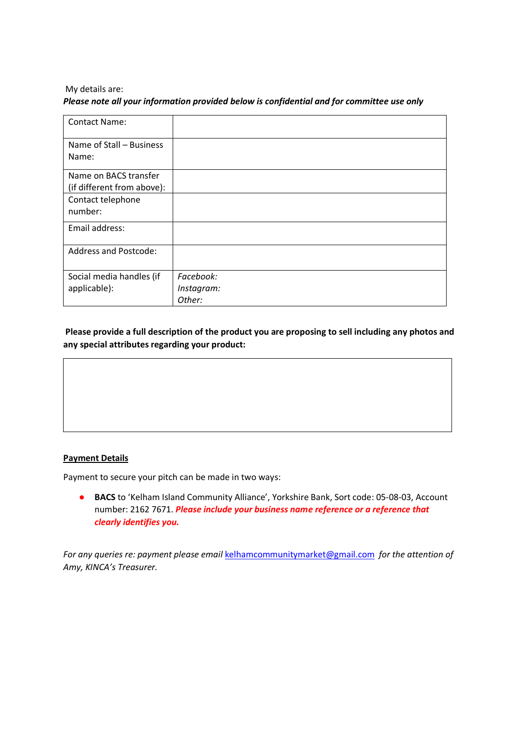My details are:

***Please note all your information provided below is confidential and for committee use only***

| | |
|---|---|
| Contact Name: | |
| Name of Stall – Business Name: | |
| Name on BACS transfer (if different from above): | |
| Contact telephone number: | |
| Email address: | |
| Address and Postcode: | |
| Social media handles (if applicable): | *Facebook:*<br>*Instagram:*<br>*Other:* |

**Please provide a full description of the product you are proposing to sell including any photos and any special attributes regarding your product:**

| |
|---|
| |

**Payment Details**

Payment to secure your pitch can be made in two ways:

- **BACS** to 'Kelham Island Community Alliance', Yorkshire Bank, Sort code: 05-08-03, Account number: 2162 7671. ***Please include your business name reference or a reference that clearly identifies you.***

*For any queries re: payment please email* kelhamcommunitymarket@gmail.com *for the attention of Amy, KINCA's Treasurer.*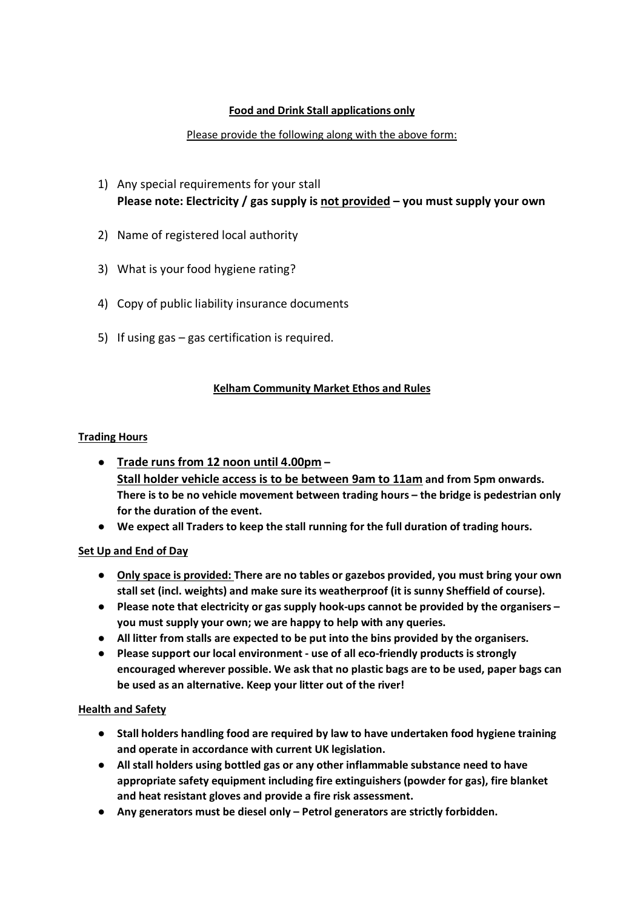**<u>Food and Drink Stall applications only</u>**

<u>Please provide the following along with the above form:</u>

1) Any special requirements for your stall
   **Please note: Electricity / gas supply is <u>not provided</u> – you must supply your own**

2) Name of registered local authority

3) What is your food hygiene rating?

4) Copy of public liability insurance documents

5) If using gas – gas certification is required.

## <u>Kelham Community Market Ethos and Rules</u>

### <u>Trading Hours</u>

- **<u>Trade runs from 12 noon until 4.00pm</u> –**
  **<u>Stall holder vehicle access is to be between 9am to 11am</u> and from 5pm onwards. There is to be no vehicle movement between trading hours – the bridge is pedestrian only for the duration of the event.**
- **We expect all Traders to keep the stall running for the full duration of trading hours.**

### <u>Set Up and End of Day</u>

- **<u>Only space is provided:</u> There are no tables or gazebos provided, you must bring your own stall set (incl. weights) and make sure its weatherproof (it is sunny Sheffield of course).**
- **Please note that electricity or gas supply hook-ups cannot be provided by the organisers – you must supply your own; we are happy to help with any queries.**
- **All litter from stalls are expected to be put into the bins provided by the organisers.**
- **Please support our local environment - use of all eco-friendly products is strongly encouraged wherever possible. We ask that no plastic bags are to be used, paper bags can be used as an alternative. Keep your litter out of the river!**

### <u>Health and Safety</u>

- **Stall holders handling food are required by law to have undertaken food hygiene training and operate in accordance with current UK legislation.**
- **All stall holders using bottled gas or any other inflammable substance need to have appropriate safety equipment including fire extinguishers (powder for gas), fire blanket and heat resistant gloves and provide a fire risk assessment.**
- **Any generators must be diesel only – Petrol generators are strictly forbidden.**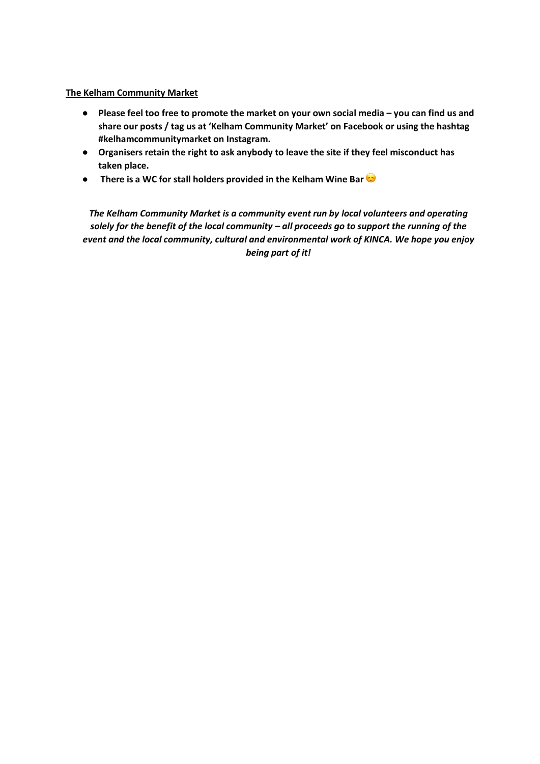**The Kelham Community Market**

- **Please feel too free to promote the market on your own social media – you can find us and share our posts / tag us at 'Kelham Community Market' on Facebook or using the hashtag #kelhamcommunitymarket on Instagram.**
- **Organisers retain the right to ask anybody to leave the site if they feel misconduct has taken place.**
- **There is a WC for stall holders provided in the Kelham Wine Bar ☺️**

***The Kelham Community Market is a community event run by local volunteers and operating solely for the benefit of the local community – all proceeds go to support the running of the event and the local community, cultural and environmental work of KINCA. We hope you enjoy being part of it!***